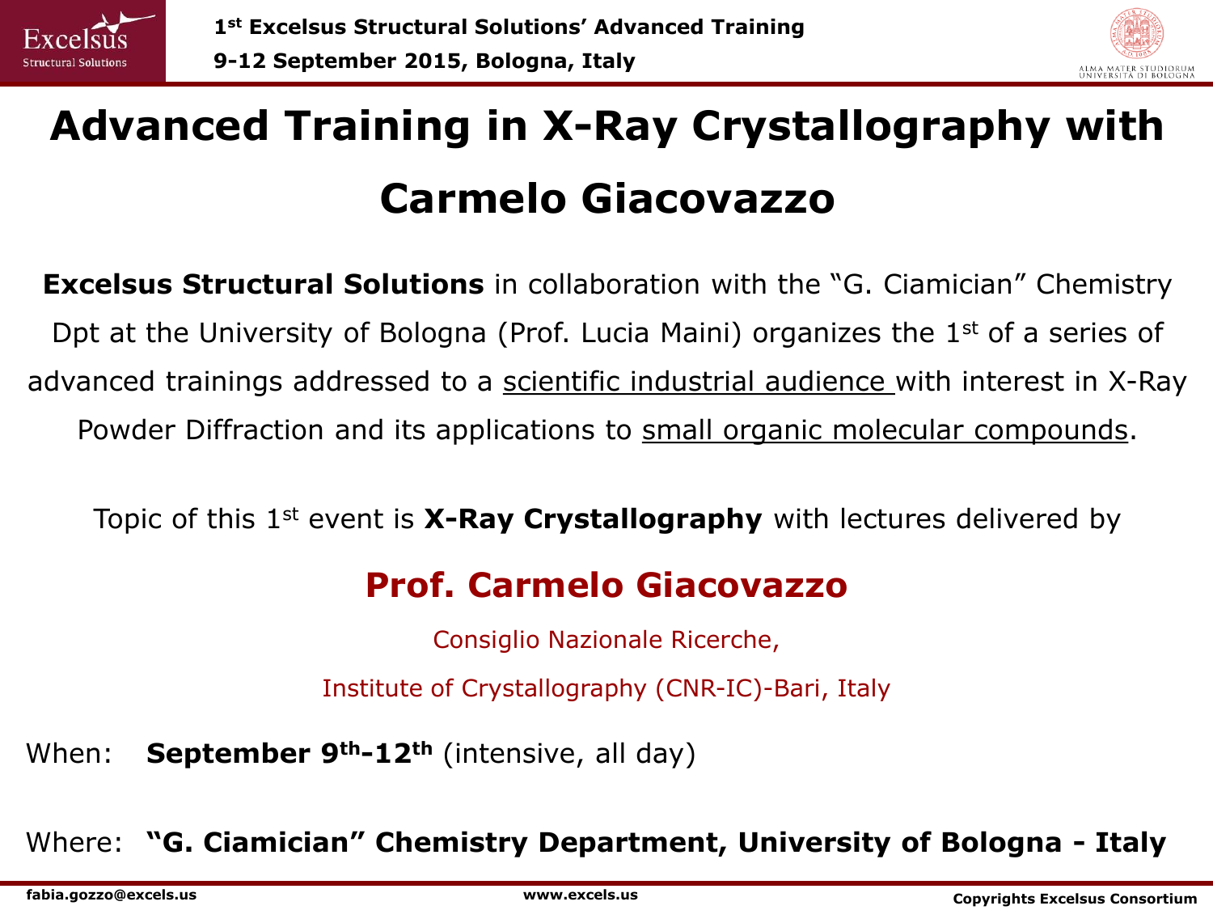# Advanced Training in X-Ray Crystallography with Carmelo Giacovazzo

**Excelsus Structural Solutions** in collaboration with the "G. Ciamician" Chemistry Dpt at the University of Bologna (Prof. Lucia Maini) organizes the 1st of a series of advanced trainings addressed to a scientific industrial audience with interest in X-Ray Powder Diffraction and its applications to small organic molecular compounds.

Topic of this 1st event is **X-Ray Crystallography** with lectures delivered by

## Prof. Carmelo Giacovazzo

Consiglio Nazionale Ricerche,

Institute of Crystallography (CNR-IC)-Bari, Italy

When: **September 9th-12th** (intensive, all day)

Where: **"G. Ciamician" Chemistry Department, University of Bologna - Italy**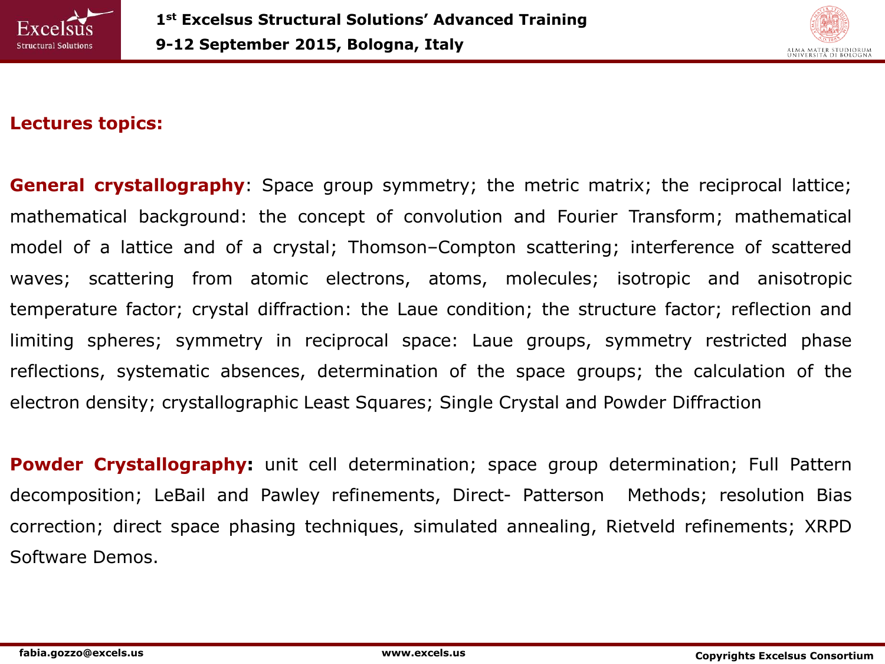## Lectures topics:

**General crystallography**: Space group symmetry; the metric matrix; the reciprocal lattice; mathematical background: the concept of convolution and Fourier Transform; mathematical model of a lattice and of a crystal; Thomson–Compton scattering; interference of scattered waves; scattering from atomic electrons, atoms, molecules; isotropic and anisotropic temperature factor; crystal diffraction: the Laue condition; the structure factor; reflection and limiting spheres; symmetry in reciprocal space: Laue groups, symmetry restricted phase reflections, systematic absences, determination of the space groups; the calculation of the electron density; crystallographic Least Squares; Single Crystal and Powder Diffraction

**Powder Crystallography:** unit cell determination; space group determination; Full Pattern decomposition; LeBail and Pawley refinements, Direct- Patterson Methods; resolution Bias correction; direct space phasing techniques, simulated annealing, Rietveld refinements; XRPD Software Demos.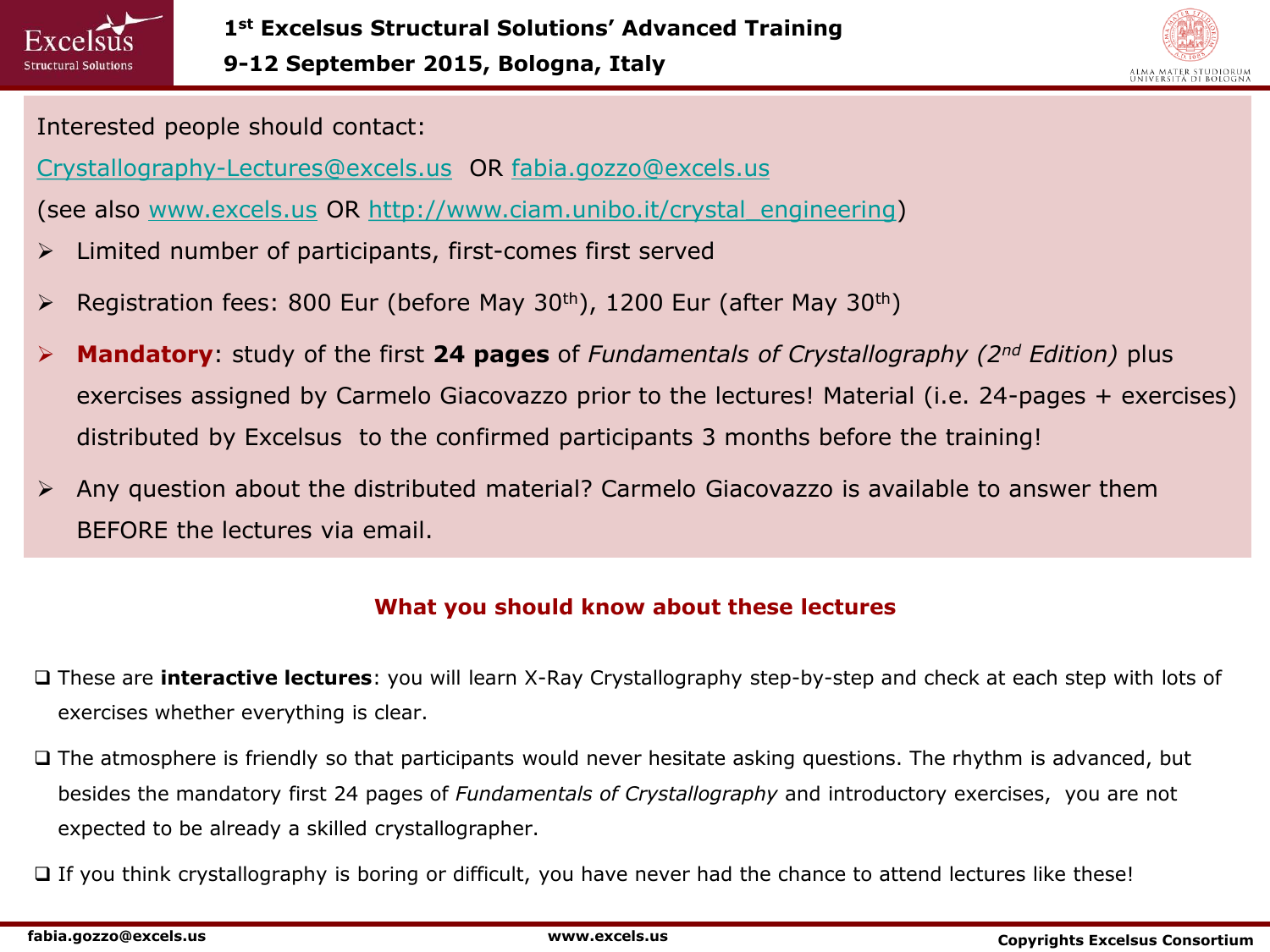Interested people should contact:

Crystallography-Lectures@excels.us OR fabia.gozzo@excels.us

(see also www.excels.us OR http://www.ciam.unibo.it/crystal_engineering)

- Limited number of participants, first-comes first served
- Registration fees: 800 Eur (before May 30th), 1200 Eur (after May 30th)
- **Mandatory**: study of the first **24 pages** of *Fundamentals of Crystallography (2nd Edition)* plus exercises assigned by Carmelo Giacovazzo prior to the lectures! Material (i.e. 24-pages + exercises) distributed by Excelsus to the confirmed participants 3 months before the training!
- Any question about the distributed material? Carmelo Giacovazzo is available to answer them BEFORE the lectures via email.

## What you should know about these lectures

- These are **interactive lectures**: you will learn X-Ray Crystallography step-by-step and check at each step with lots of exercises whether everything is clear.
- The atmosphere is friendly so that participants would never hesitate asking questions. The rhythm is advanced, but besides the mandatory first 24 pages of *Fundamentals of Crystallography* and introductory exercises, you are not expected to be already a skilled crystallographer.
- If you think crystallography is boring or difficult, you have never had the chance to attend lectures like these!